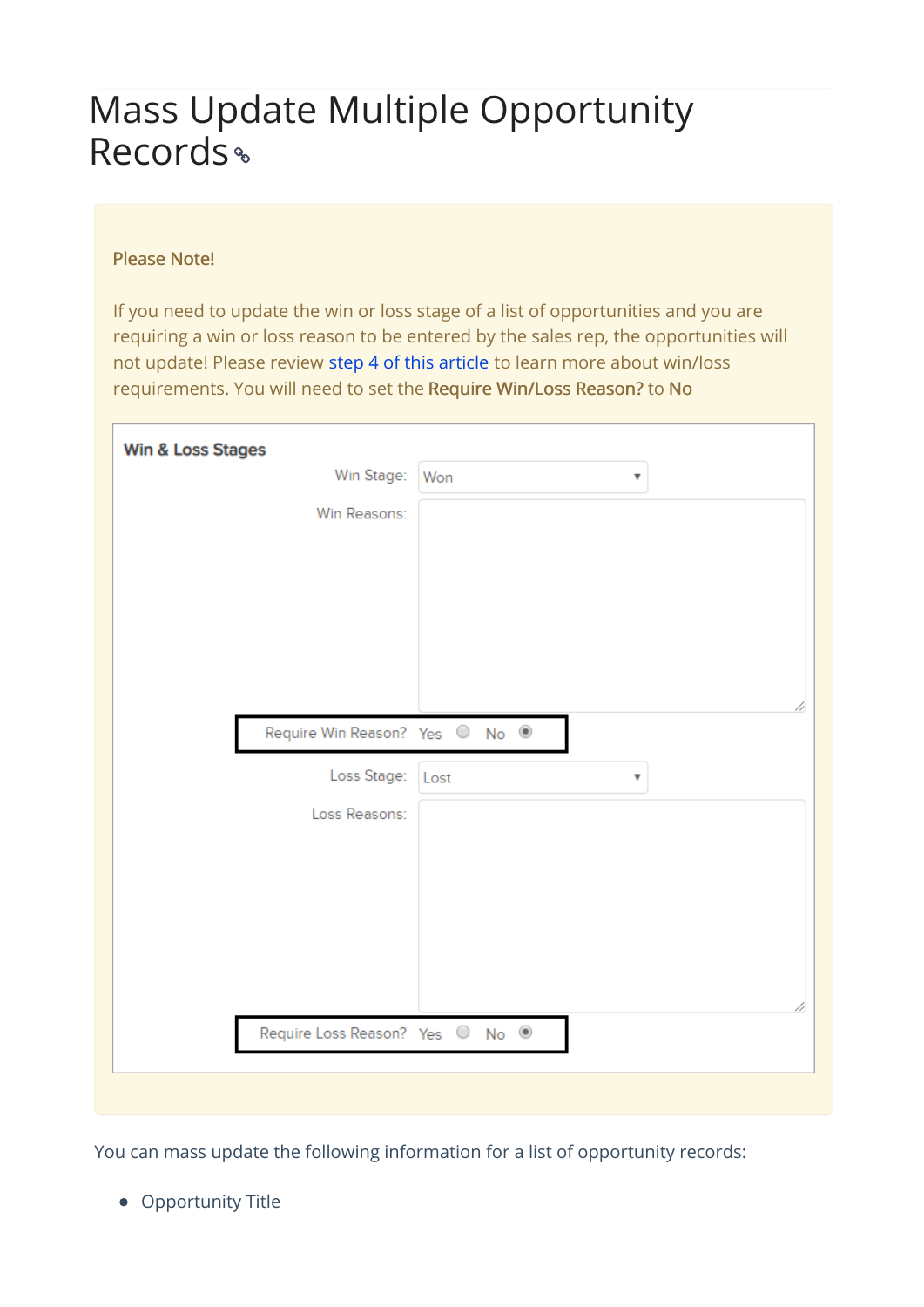# Mass Update Multiple Opportunity Records

**Please Note!**

If you need to update the win or loss stage of a list of opportunities and you are requiring a win or loss reason to be entered by the sales rep, the opportunities will not update! Please review step 4 of this article to learn more about win/loss requirements. You will need to set the **Require Win/Loss Reason?** to **No**

**Win & Loss Stages**

Win Stage: Won

Win Reasons:

Require Win Reason? Yes No

Loss Stage: Lost

Loss Reasons:

Require Loss Reason? Yes No

You can mass update the following information for a list of opportunity records:

- Opportunity Title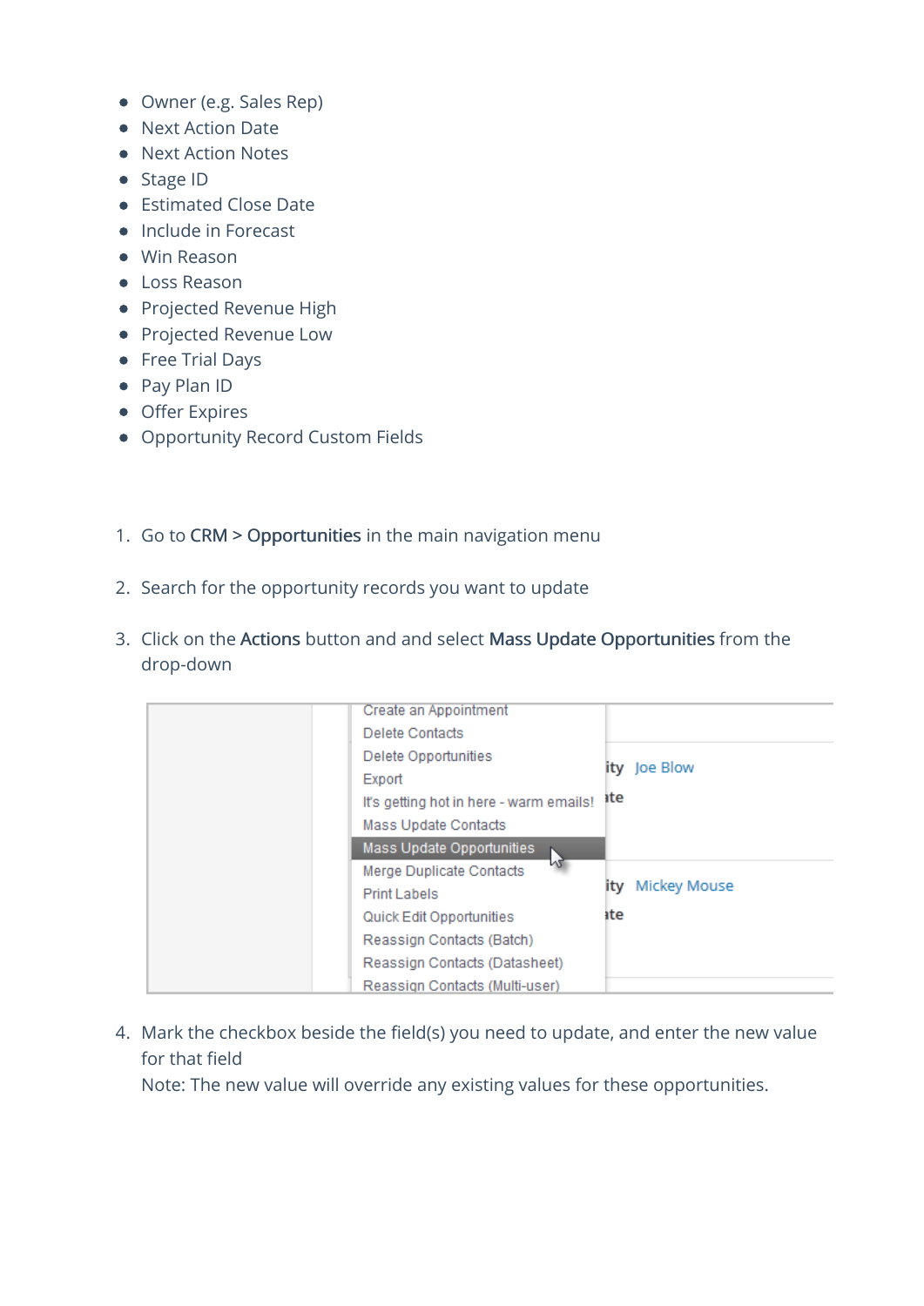- Owner (e.g. Sales Rep)
- Next Action Date
- Next Action Notes
- Stage ID
- Estimated Close Date
- Include in Forecast
- Win Reason
- Loss Reason
- Projected Revenue High
- Projected Revenue Low
- Free Trial Days
- Pay Plan ID
- Offer Expires
- Opportunity Record Custom Fields

1. Go to **CRM** > **Opportunities** in the main navigation menu

2. Search for the opportunity records you want to update

3. Click on the **Actions** button and and select **Mass Update Opportunities** from the drop-down

4. Mark the checkbox beside the field(s) you need to update, and enter the new value for that field
   Note: The new value will override any existing values for these opportunities.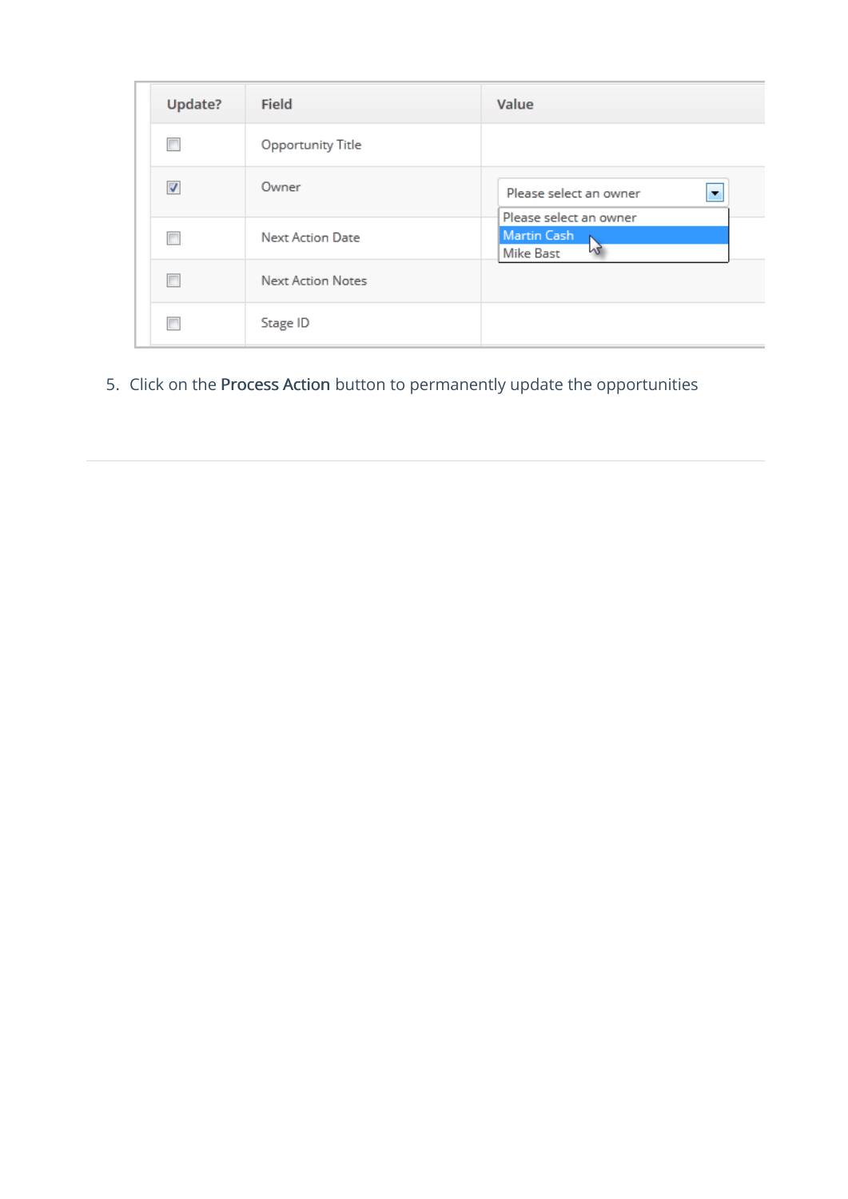| Update? | Field | Value |
| --- | --- | --- |
| ☐ | Opportunity Title | |
| ☑ | Owner | Please select an owner |
| ☐ | Next Action Date | |
| ☐ | Next Action Notes | |
| ☐ | Stage ID | |

5. Click on the **Process Action** button to permanently update the opportunities